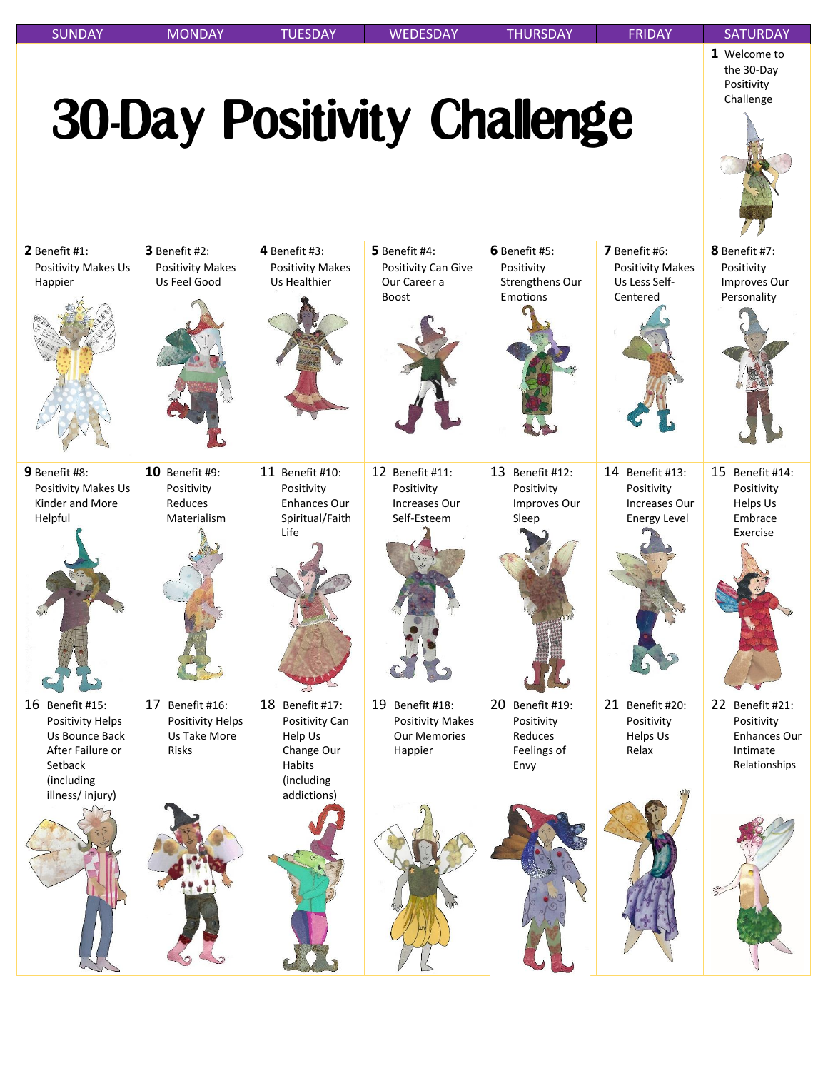# 30-Day Positivity Challenge

| SUNDAY | MONDAY | TUESDAY | WEDESDAY | THURSDAY | FRIDAY | SATURDAY |
|---|---|---|---|---|---|---|
| | | | | | | 1 Welcome to the 30-Day Positivity Challenge |
| 2 Benefit #1: Positivity Makes Us Happier | 3 Benefit #2: Positivity Makes Us Feel Good | 4 Benefit #3: Positivity Makes Us Healthier | 5 Benefit #4: Positivity Can Give Our Career a Boost | 6 Benefit #5: Positivity Strengthens Our Emotions | 7 Benefit #6: Positivity Makes Us Less Self-Centered | 8 Benefit #7: Positivity Improves Our Personality |
| 9 Benefit #8: Positivity Makes Us Kinder and More Helpful | 10 Benefit #9: Positivity Reduces Materialism | 11 Benefit #10: Positivity Enhances Our Spiritual/Faith Life | 12 Benefit #11: Positivity Increases Our Self-Esteem | 13 Benefit #12: Positivity Improves Our Sleep | 14 Benefit #13: Positivity Increases Our Energy Level | 15 Benefit #14: Positivity Helps Us Embrace Exercise |
| 16 Benefit #15: Positivity Helps Us Bounce Back After Failure or Setback (including illness/ injury) | 17 Benefit #16: Positivity Helps Us Take More Risks | 18 Benefit #17: Positivity Can Help Us Change Our Habits (including addictions) | 19 Benefit #18: Positivity Makes Our Memories Happier | 20 Benefit #19: Positivity Reduces Feelings of Envy | 21 Benefit #20: Positivity Helps Us Relax | 22 Benefit #21: Positivity Enhances Our Intimate Relationships |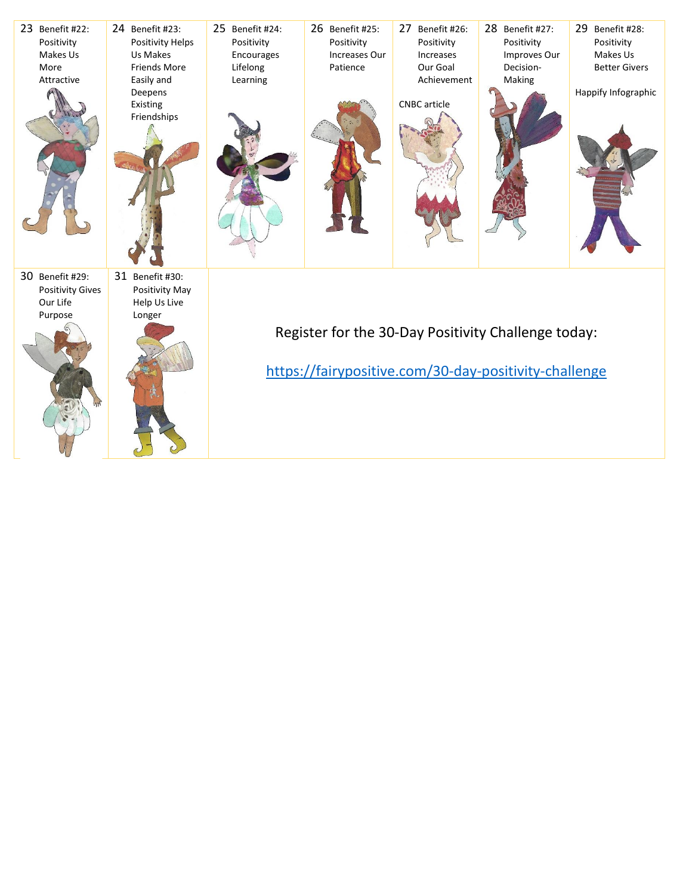| | | | | | | |
|---|---|---|---|---|---|---|
| 23 Benefit #22: Positivity Makes Us More Attractive | 24 Benefit #23: Positivity Helps Us Makes Friends More Easily and Deepens Existing Friendships | 25 Benefit #24: Positivity Encourages Lifelong Learning | 26 Benefit #25: Positivity Increases Our Patience | 27 Benefit #26: Positivity Increases Our Goal Achievement<br><br>CNBC article | 28 Benefit #27: Positivity Improves Our Decision-Making | 29 Benefit #28: Positivity Makes Us Better Givers<br><br>Happify Infographic |
| 30 Benefit #29: Positivity Gives Our Life Purpose | 31 Benefit #30: Positivity May Help Us Live Longer | | | | | |

Register for the 30-Day Positivity Challenge today:

https://fairypositive.com/30-day-positivity-challenge